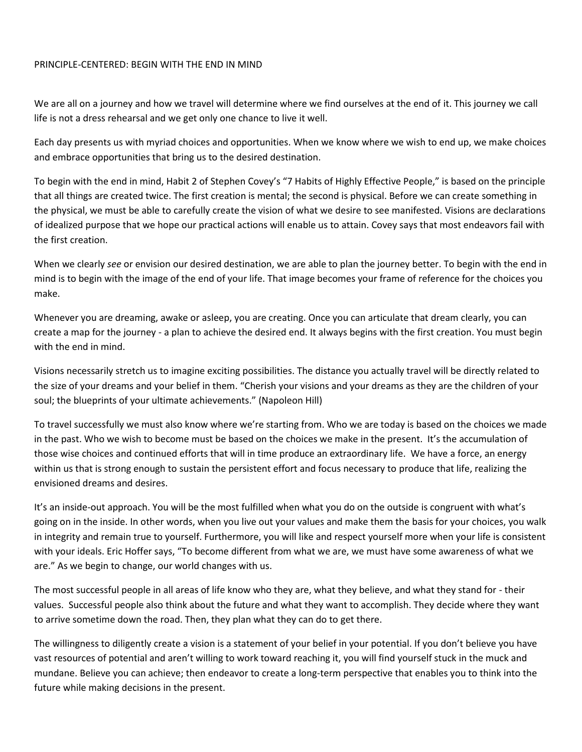# PRINCIPLE-CENTERED: BEGIN WITH THE END IN MIND

We are all on a journey and how we travel will determine where we find ourselves at the end of it. This journey we call life is not a dress rehearsal and we get only one chance to live it well.

Each day presents us with myriad choices and opportunities. When we know where we wish to end up, we make choices and embrace opportunities that bring us to the desired destination.

To begin with the end in mind, Habit 2 of Stephen Covey's "7 Habits of Highly Effective People," is based on the principle that all things are created twice. The first creation is mental; the second is physical. Before we can create something in the physical, we must be able to carefully create the vision of what we desire to see manifested. Visions are declarations of idealized purpose that we hope our practical actions will enable us to attain. Covey says that most endeavors fail with the first creation.

When we clearly *see* or envision our desired destination, we are able to plan the journey better. To begin with the end in mind is to begin with the image of the end of your life. That image becomes your frame of reference for the choices you make.

Whenever you are dreaming, awake or asleep, you are creating. Once you can articulate that dream clearly, you can create a map for the journey - a plan to achieve the desired end. It always begins with the first creation. You must begin with the end in mind.

Visions necessarily stretch us to imagine exciting possibilities. The distance you actually travel will be directly related to the size of your dreams and your belief in them. "Cherish your visions and your dreams as they are the children of your soul; the blueprints of your ultimate achievements." (Napoleon Hill)

To travel successfully we must also know where we're starting from. Who we are today is based on the choices we made in the past. Who we wish to become must be based on the choices we make in the present. It's the accumulation of those wise choices and continued efforts that will in time produce an extraordinary life. We have a force, an energy within us that is strong enough to sustain the persistent effort and focus necessary to produce that life, realizing the envisioned dreams and desires.

It's an inside-out approach. You will be the most fulfilled when what you do on the outside is congruent with what's going on in the inside. In other words, when you live out your values and make them the basis for your choices, you walk in integrity and remain true to yourself. Furthermore, you will like and respect yourself more when your life is consistent with your ideals. Eric Hoffer says, "To become different from what we are, we must have some awareness of what we are." As we begin to change, our world changes with us.

The most successful people in all areas of life know who they are, what they believe, and what they stand for - their values. Successful people also think about the future and what they want to accomplish. They decide where they want to arrive sometime down the road. Then, they plan what they can do to get there.

The willingness to diligently create a vision is a statement of your belief in your potential. If you don't believe you have vast resources of potential and aren't willing to work toward reaching it, you will find yourself stuck in the muck and mundane. Believe you can achieve; then endeavor to create a long-term perspective that enables you to think into the future while making decisions in the present.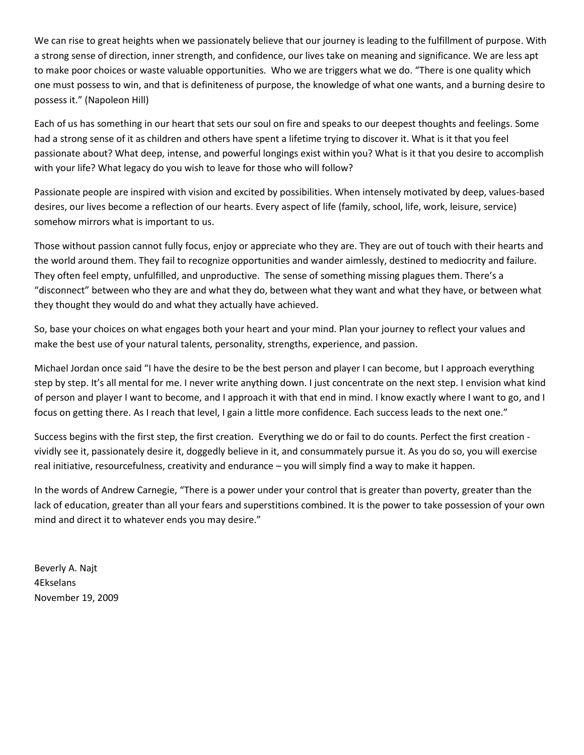We can rise to great heights when we passionately believe that our journey is leading to the fulfillment of purpose. With a strong sense of direction, inner strength, and confidence, our lives take on meaning and significance. We are less apt to make poor choices or waste valuable opportunities. Who we are triggers what we do. "There is one quality which one must possess to win, and that is definiteness of purpose, the knowledge of what one wants, and a burning desire to possess it." (Napoleon Hill)

Each of us has something in our heart that sets our soul on fire and speaks to our deepest thoughts and feelings. Some had a strong sense of it as children and others have spent a lifetime trying to discover it. What is it that you feel passionate about? What deep, intense, and powerful longings exist within you? What is it that you desire to accomplish with your life? What legacy do you wish to leave for those who will follow?

Passionate people are inspired with vision and excited by possibilities. When intensely motivated by deep, values-based desires, our lives become a reflection of our hearts. Every aspect of life (family, school, life, work, leisure, service) somehow mirrors what is important to us.

Those without passion cannot fully focus, enjoy or appreciate who they are. They are out of touch with their hearts and the world around them. They fail to recognize opportunities and wander aimlessly, destined to mediocrity and failure. They often feel empty, unfulfilled, and unproductive. The sense of something missing plagues them. There's a "disconnect" between who they are and what they do, between what they want and what they have, or between what they thought they would do and what they actually have achieved.

So, base your choices on what engages both your heart and your mind. Plan your journey to reflect your values and make the best use of your natural talents, personality, strengths, experience, and passion.

Michael Jordan once said "I have the desire to be the best person and player I can become, but I approach everything step by step. It's all mental for me. I never write anything down. I just concentrate on the next step. I envision what kind of person and player I want to become, and I approach it with that end in mind. I know exactly where I want to go, and I focus on getting there. As I reach that level, I gain a little more confidence. Each success leads to the next one."

Success begins with the first step, the first creation. Everything we do or fail to do counts. Perfect the first creation - vividly see it, passionately desire it, doggedly believe in it, and consummately pursue it. As you do so, you will exercise real initiative, resourcefulness, creativity and endurance – you will simply find a way to make it happen.

In the words of Andrew Carnegie, "There is a power under your control that is greater than poverty, greater than the lack of education, greater than all your fears and superstitions combined. It is the power to take possession of your own mind and direct it to whatever ends you may desire."

Beverly A. Najt  
4Ekselans  
November 19, 2009